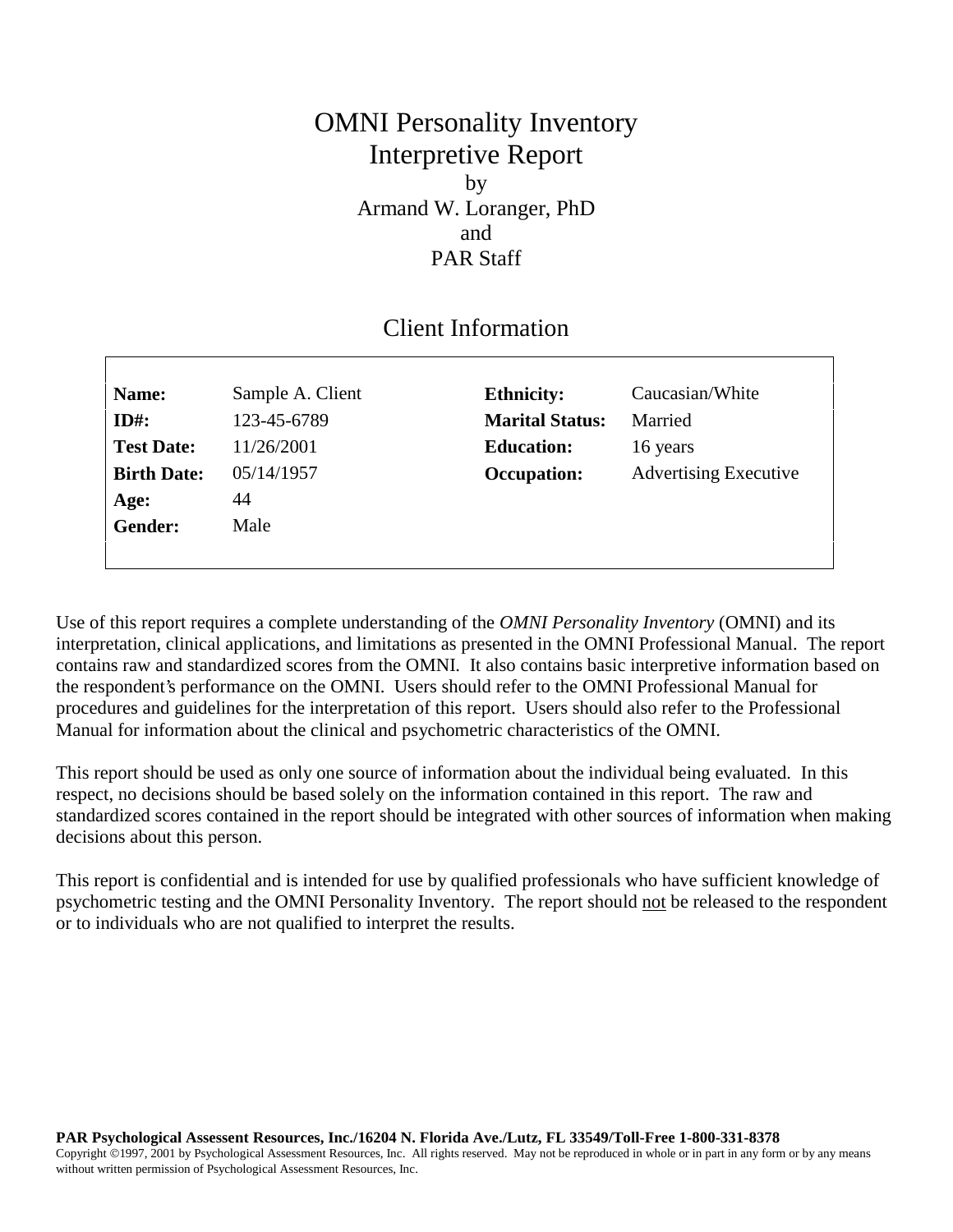# OMNI Personality Inventory
# Interpretive Report

by

Armand W. Loranger, PhD

and

PAR Staff

## Client Information

| | | | |
|---|---|---|---|
| **Name:** | Sample A. Client | **Ethnicity:** | Caucasian/White |
| **ID#:** | 123-45-6789 | **Marital Status:** | Married |
| **Test Date:** | 11/26/2001 | **Education:** | 16 years |
| **Birth Date:** | 05/14/1957 | **Occupation:** | Advertising Executive |
| **Age:** | 44 | | |
| **Gender:** | Male | | |

Use of this report requires a complete understanding of the *OMNI Personality Inventory* (OMNI) and its interpretation, clinical applications, and limitations as presented in the OMNI Professional Manual. The report contains raw and standardized scores from the OMNI. It also contains basic interpretive information based on the respondent's performance on the OMNI. Users should refer to the OMNI Professional Manual for procedures and guidelines for the interpretation of this report. Users should also refer to the Professional Manual for information about the clinical and psychometric characteristics of the OMNI.

This report should be used as only one source of information about the individual being evaluated. In this respect, no decisions should be based solely on the information contained in this report. The raw and standardized scores contained in the report should be integrated with other sources of information when making decisions about this person.

This report is confidential and is intended for use by qualified professionals who have sufficient knowledge of psychometric testing and the OMNI Personality Inventory. The report should not be released to the respondent or to individuals who are not qualified to interpret the results.

**PAR Psychological Assessent Resources, Inc./16204 N. Florida Ave./Lutz, FL 33549/Toll-Free 1-800-331-8378**

Copyright ©1997, 2001 by Psychological Assessment Resources, Inc. All rights reserved. May not be reproduced in whole or in part in any form or by any means without written permission of Psychological Assessment Resources, Inc.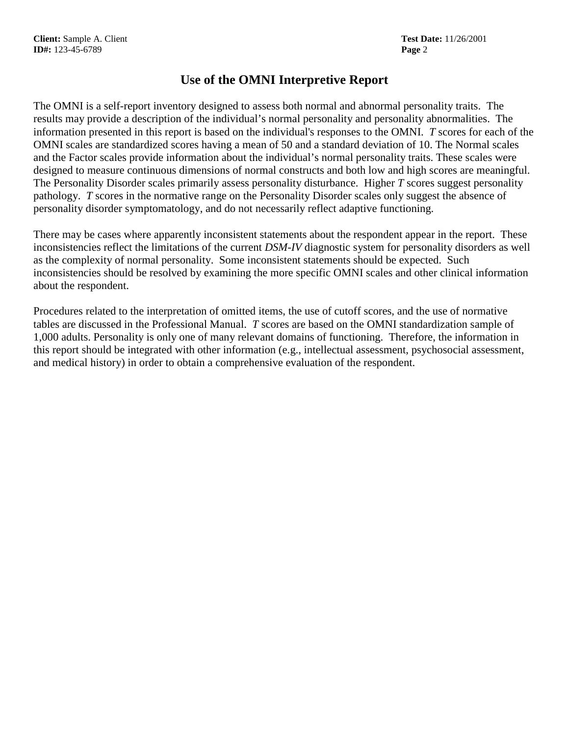# Use of the OMNI Interpretive Report

The OMNI is a self-report inventory designed to assess both normal and abnormal personality traits. The results may provide a description of the individual's normal personality and personality abnormalities. The information presented in this report is based on the individual's responses to the OMNI. *T* scores for each of the OMNI scales are standardized scores having a mean of 50 and a standard deviation of 10. The Normal scales and the Factor scales provide information about the individual's normal personality traits. These scales were designed to measure continuous dimensions of normal constructs and both low and high scores are meaningful. The Personality Disorder scales primarily assess personality disturbance. Higher *T* scores suggest personality pathology. *T* scores in the normative range on the Personality Disorder scales only suggest the absence of personality disorder symptomatology, and do not necessarily reflect adaptive functioning.

There may be cases where apparently inconsistent statements about the respondent appear in the report. These inconsistencies reflect the limitations of the current *DSM-IV* diagnostic system for personality disorders as well as the complexity of normal personality. Some inconsistent statements should be expected. Such inconsistencies should be resolved by examining the more specific OMNI scales and other clinical information about the respondent.

Procedures related to the interpretation of omitted items, the use of cutoff scores, and the use of normative tables are discussed in the Professional Manual. *T* scores are based on the OMNI standardization sample of 1,000 adults. Personality is only one of many relevant domains of functioning. Therefore, the information in this report should be integrated with other information (e.g., intellectual assessment, psychosocial assessment, and medical history) in order to obtain a comprehensive evaluation of the respondent.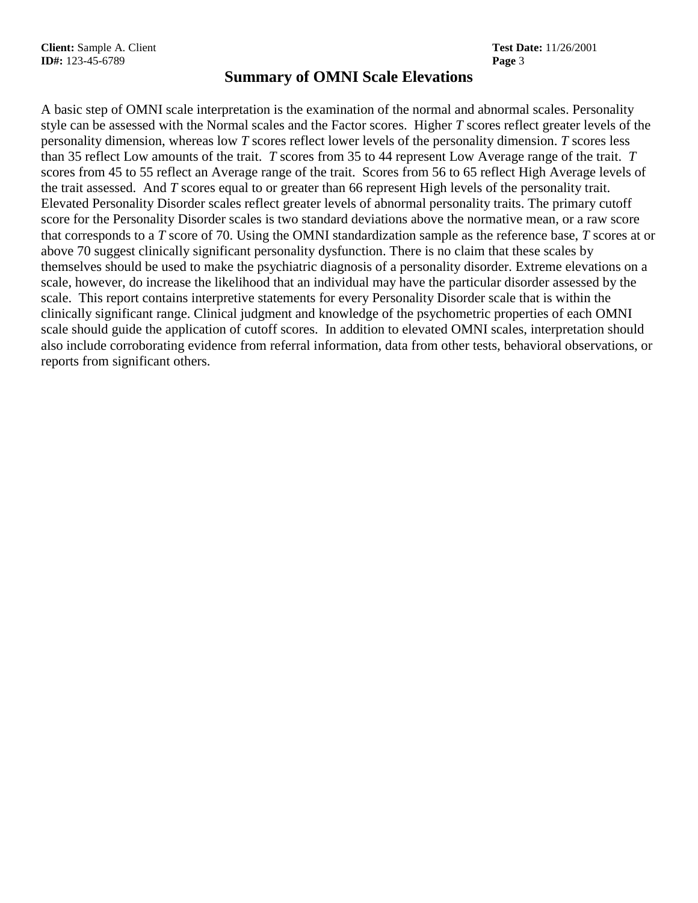## Summary of OMNI Scale Elevations

A basic step of OMNI scale interpretation is the examination of the normal and abnormal scales. Personality style can be assessed with the Normal scales and the Factor scores. Higher *T* scores reflect greater levels of the personality dimension, whereas low *T* scores reflect lower levels of the personality dimension. *T* scores less than 35 reflect Low amounts of the trait. *T* scores from 35 to 44 represent Low Average range of the trait. *T* scores from 45 to 55 reflect an Average range of the trait. Scores from 56 to 65 reflect High Average levels of the trait assessed. And *T* scores equal to or greater than 66 represent High levels of the personality trait. Elevated Personality Disorder scales reflect greater levels of abnormal personality traits. The primary cutoff score for the Personality Disorder scales is two standard deviations above the normative mean, or a raw score that corresponds to a *T* score of 70. Using the OMNI standardization sample as the reference base, *T* scores at or above 70 suggest clinically significant personality dysfunction. There is no claim that these scales by themselves should be used to make the psychiatric diagnosis of a personality disorder. Extreme elevations on a scale, however, do increase the likelihood that an individual may have the particular disorder assessed by the scale. This report contains interpretive statements for every Personality Disorder scale that is within the clinically significant range. Clinical judgment and knowledge of the psychometric properties of each OMNI scale should guide the application of cutoff scores. In addition to elevated OMNI scales, interpretation should also include corroborating evidence from referral information, data from other tests, behavioral observations, or reports from significant others.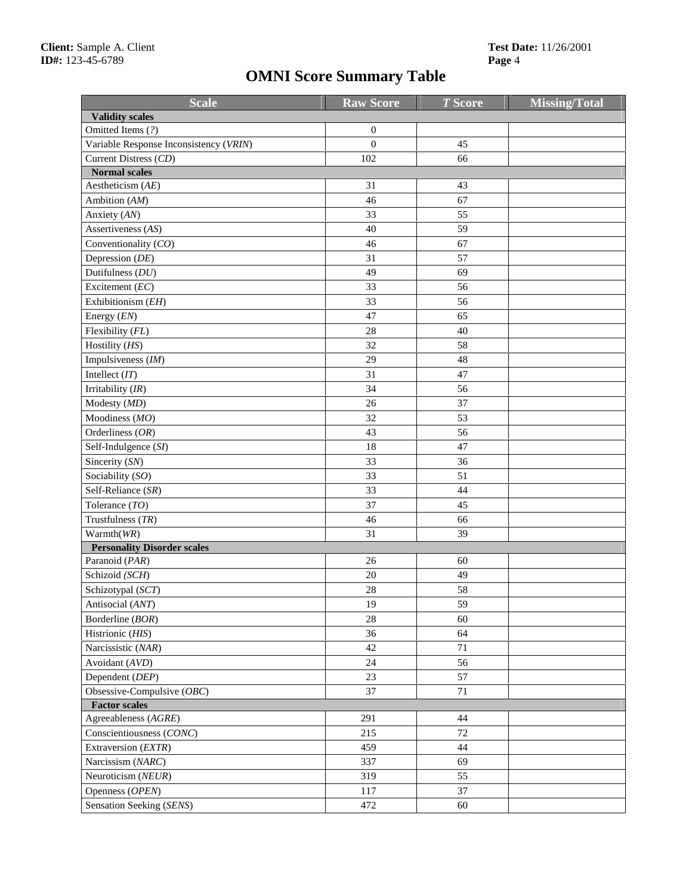Client: Sample A. Client
ID#: 123-45-6789

Test Date: 11/26/2001

# OMNI Score Summary Table

| Scale | Raw Score | *T* Score | Missing/Total |
|---|---|---|---|
| **Validity scales** | | | |
| Omitted Items (*?*) | 0 | | |
| Variable Response Inconsistency (*VRIN*) | 0 | 45 | |
| Current Distress (*CD*) | 102 | 66 | |
| **Normal scales** | | | |
| Aestheticism (*AE*) | 31 | 43 | |
| Ambition (*AM*) | 46 | 67 | |
| Anxiety (*AN*) | 33 | 55 | |
| Assertiveness (*AS*) | 40 | 59 | |
| Conventionality (*CO*) | 46 | 67 | |
| Depression (*DE*) | 31 | 57 | |
| Dutifulness (*DU*) | 49 | 69 | |
| Excitement (*EC*) | 33 | 56 | |
| Exhibitionism (*EH*) | 33 | 56 | |
| Energy (*EN*) | 47 | 65 | |
| Flexibility (*FL*) | 28 | 40 | |
| Hostility (*HS*) | 32 | 58 | |
| Impulsiveness (*IM*) | 29 | 48 | |
| Intellect (*IT*) | 31 | 47 | |
| Irritability (*IR*) | 34 | 56 | |
| Modesty (*MD*) | 26 | 37 | |
| Moodiness (*MO*) | 32 | 53 | |
| Orderliness (*OR*) | 43 | 56 | |
| Self-Indulgence (*SI*) | 18 | 47 | |
| Sincerity (*SN*) | 33 | 36 | |
| Sociability (*SO*) | 33 | 51 | |
| Self-Reliance (*SR*) | 33 | 44 | |
| Tolerance (*TO*) | 37 | 45 | |
| Trustfulness (*TR*) | 46 | 66 | |
| Warmth(*WR*) | 31 | 39 | |
| **Personality Disorder scales** | | | |
| Paranoid (*PAR*) | 26 | 60 | |
| Schizoid (*SCH*) | 20 | 49 | |
| Schizotypal (*SCT*) | 28 | 58 | |
| Antisocial (*ANT*) | 19 | 59 | |
| Borderline (*BOR*) | 28 | 60 | |
| Histrionic (*HIS*) | 36 | 64 | |
| Narcissistic (*NAR*) | 42 | 71 | |
| Avoidant (*AVD*) | 24 | 56 | |
| Dependent (*DEP*) | 23 | 57 | |
| Obsessive-Compulsive (*OBC*) | 37 | 71 | |
| **Factor scales** | | | |
| Agreeableness (*AGRE*) | 291 | 44 | |
| Conscientiousness (*CONC*) | 215 | 72 | |
| Extraversion (*EXTR*) | 459 | 44 | |
| Narcissism (*NARC*) | 337 | 69 | |
| Neuroticism (*NEUR*) | 319 | 55 | |
| Openness (*OPEN*) | 117 | 37 | |
| Sensation Seeking (*SENS*) | 472 | 60 | |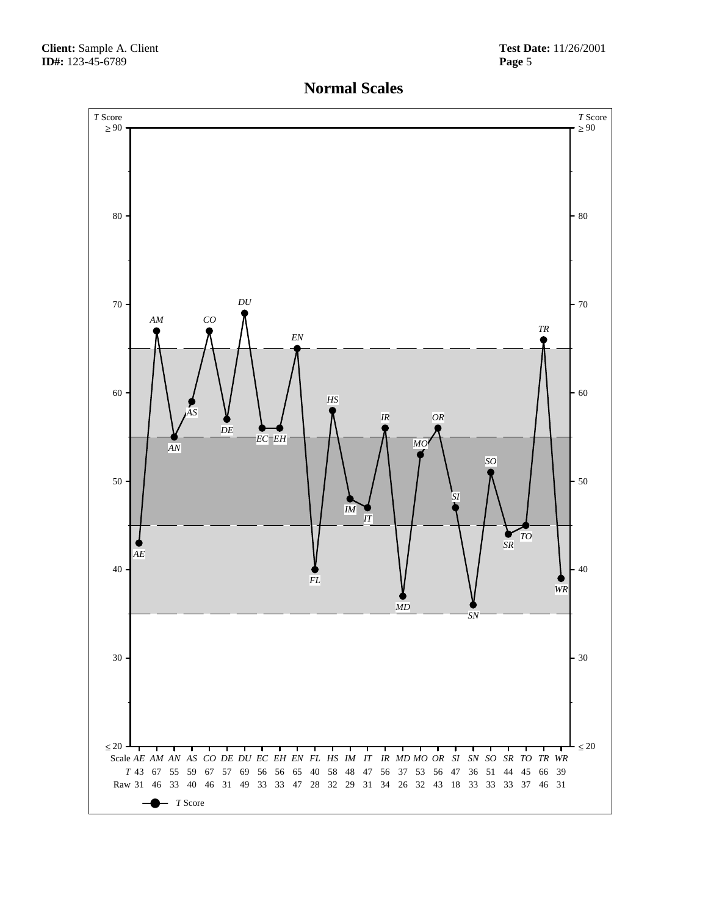**Client:** Sample A. Client
**ID#:** 123-45-6789

**Test Date:** 11/26/2001

## Normal Scales

| Scale | *AE* | *AM* | *AN* | *AS* | *CO* | *DE* | *DU* | *EC* | *EH* | *EN* | *FL* | *HS* | *IM* | *IT* | *IR* | *MD* | *MO* | *OR* | *SI* | *SN* | *SO* | *SR* | *TO* | *TR* | *WR* |
|---|---|---|---|---|---|---|---|---|---|---|---|---|---|---|---|---|---|---|---|---|---|---|---|---|---|
| *T* | 43 | 67 | 55 | 59 | 67 | 57 | 69 | 56 | 56 | 65 | 40 | 58 | 48 | 47 | 56 | 37 | 53 | 56 | 47 | 36 | 51 | 44 | 45 | 66 | 39 |
| Raw | 31 | 46 | 33 | 40 | 46 | 31 | 49 | 33 | 33 | 47 | 28 | 32 | 29 | 31 | 34 | 26 | 32 | 43 | 18 | 33 | 33 | 33 | 37 | 46 | 31 |

—●— *T* Score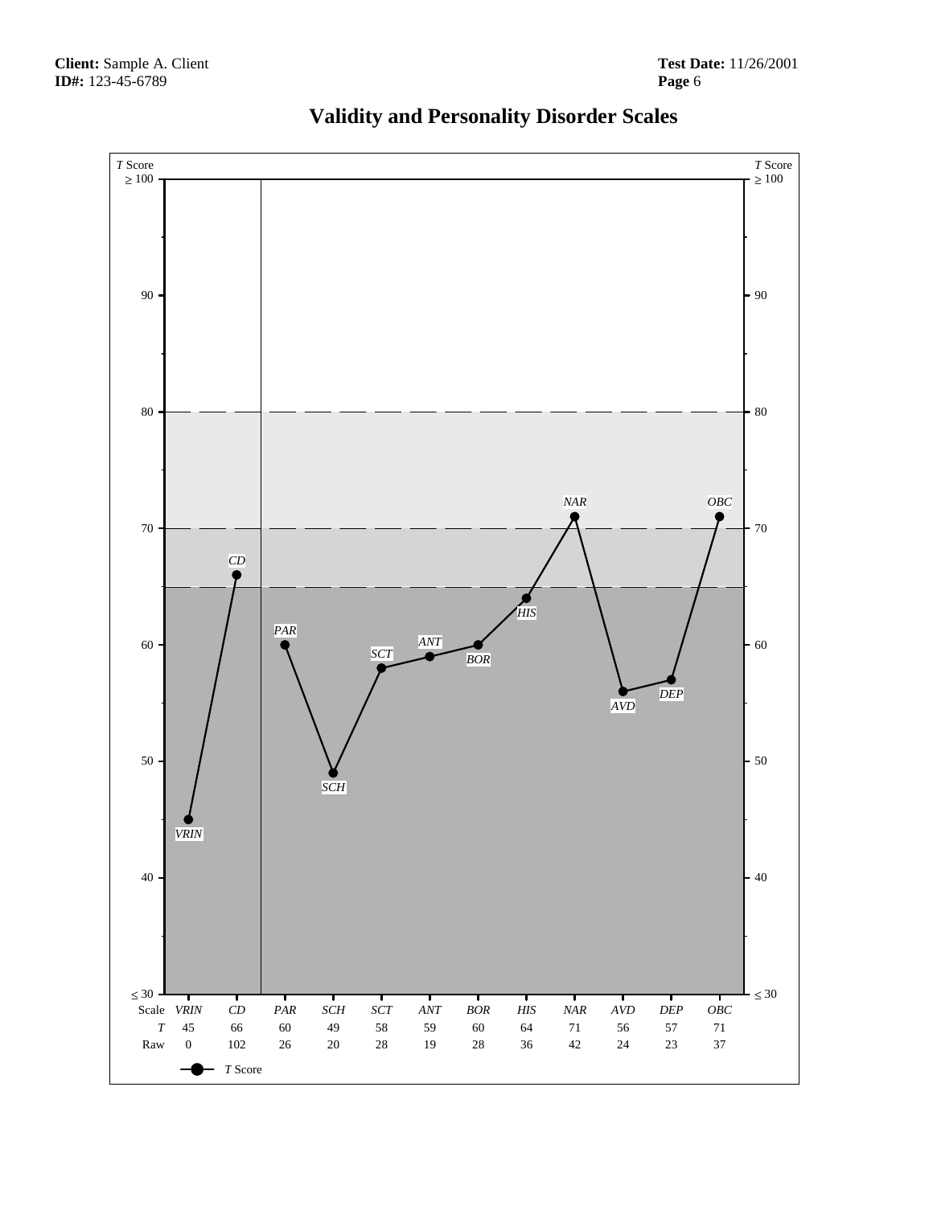**Client:** Sample A. Client
**ID#:** 123-45-6789

**Test Date:** 11/26/2001

# Validity and Personality Disorder Scales

| Scale | *VRIN* | *CD* | *PAR* | *SCH* | *SCT* | *ANT* | *BOR* | *HIS* | *NAR* | *AVD* | *DEP* | *OBC* |
|---|---|---|---|---|---|---|---|---|---|---|---|---|
| *T* | 45 | 66 | 60 | 49 | 58 | 59 | 60 | 64 | 71 | 56 | 57 | 71 |
| Raw | 0 | 102 | 26 | 20 | 28 | 19 | 28 | 36 | 42 | 24 | 23 | 37 |

—●— *T* Score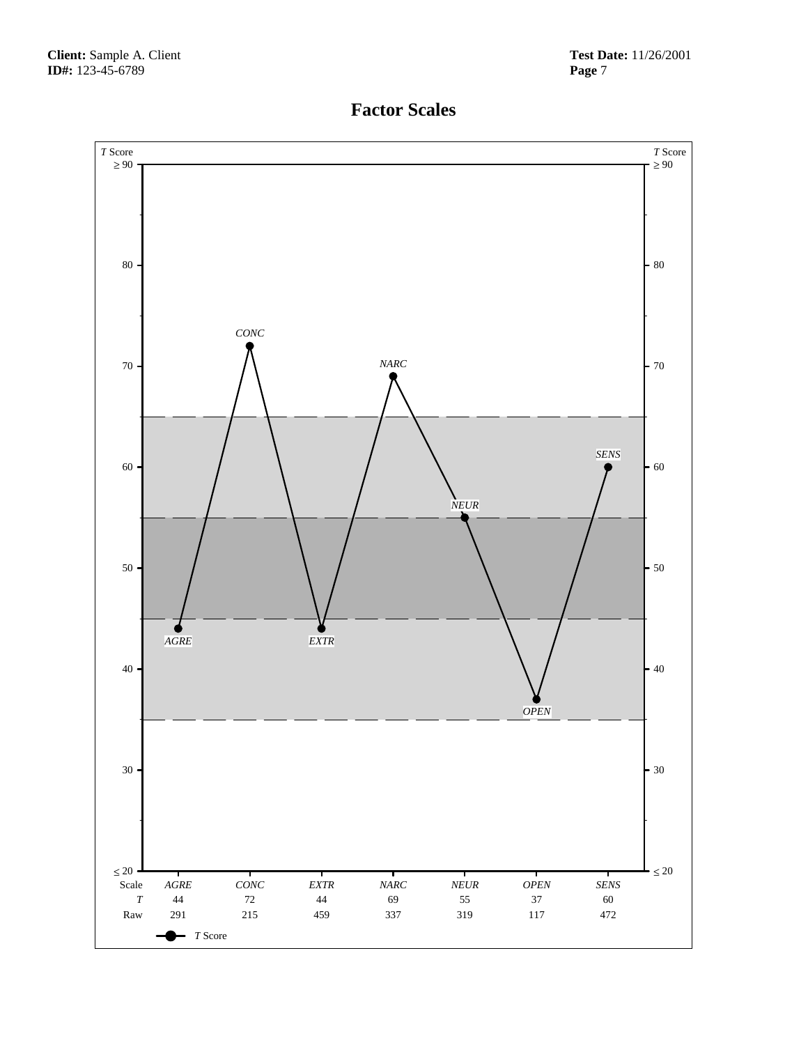# Factor Scales

| Scale | *AGRE* | *CONC* | *EXTR* | *NARC* | *NEUR* | *OPEN* | *SENS* |
|---|---|---|---|---|---|---|---|
| *T* | 44 | 72 | 44 | 69 | 55 | 37 | 60 |
| Raw | 291 | 215 | 459 | 337 | 319 | 117 | 472 |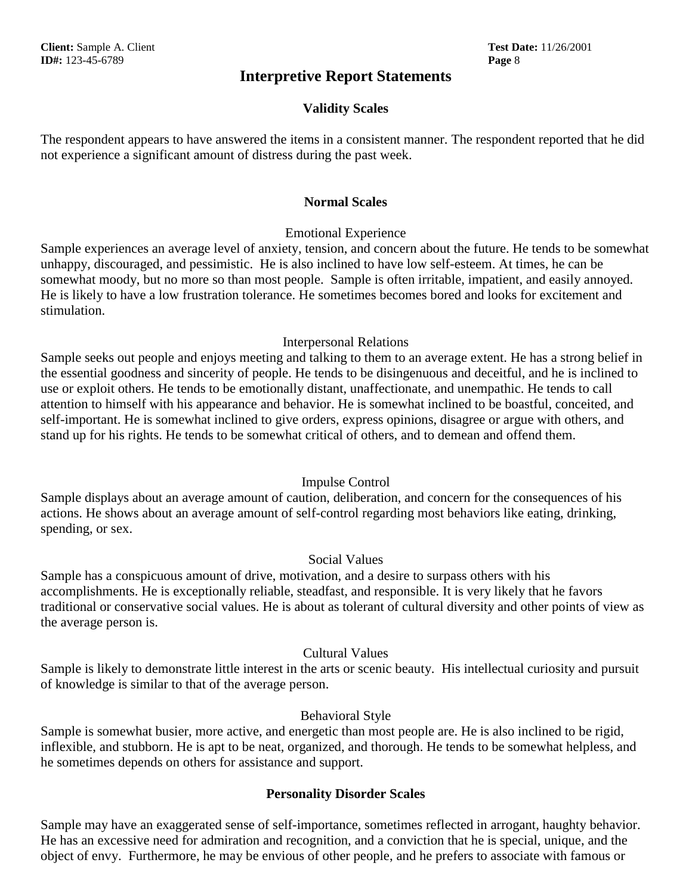# Interpretive Report Statements

## Validity Scales

The respondent appears to have answered the items in a consistent manner. The respondent reported that he did not experience a significant amount of distress during the past week.

## Normal Scales

### Emotional Experience

Sample experiences an average level of anxiety, tension, and concern about the future. He tends to be somewhat unhappy, discouraged, and pessimistic. He is also inclined to have low self-esteem. At times, he can be somewhat moody, but no more so than most people. Sample is often irritable, impatient, and easily annoyed. He is likely to have a low frustration tolerance. He sometimes becomes bored and looks for excitement and stimulation.

### Interpersonal Relations

Sample seeks out people and enjoys meeting and talking to them to an average extent. He has a strong belief in the essential goodness and sincerity of people. He tends to be disingenuous and deceitful, and he is inclined to use or exploit others. He tends to be emotionally distant, unaffectionate, and unempathic. He tends to call attention to himself with his appearance and behavior. He is somewhat inclined to be boastful, conceited, and self-important. He is somewhat inclined to give orders, express opinions, disagree or argue with others, and stand up for his rights. He tends to be somewhat critical of others, and to demean and offend them.

### Impulse Control

Sample displays about an average amount of caution, deliberation, and concern for the consequences of his actions. He shows about an average amount of self-control regarding most behaviors like eating, drinking, spending, or sex.

### Social Values

Sample has a conspicuous amount of drive, motivation, and a desire to surpass others with his accomplishments. He is exceptionally reliable, steadfast, and responsible. It is very likely that he favors traditional or conservative social values. He is about as tolerant of cultural diversity and other points of view as the average person is.

### Cultural Values

Sample is likely to demonstrate little interest in the arts or scenic beauty. His intellectual curiosity and pursuit of knowledge is similar to that of the average person.

### Behavioral Style

Sample is somewhat busier, more active, and energetic than most people are. He is also inclined to be rigid, inflexible, and stubborn. He is apt to be neat, organized, and thorough. He tends to be somewhat helpless, and he sometimes depends on others for assistance and support.

## Personality Disorder Scales

Sample may have an exaggerated sense of self-importance, sometimes reflected in arrogant, haughty behavior. He has an excessive need for admiration and recognition, and a conviction that he is special, unique, and the object of envy. Furthermore, he may be envious of other people, and he prefers to associate with famous or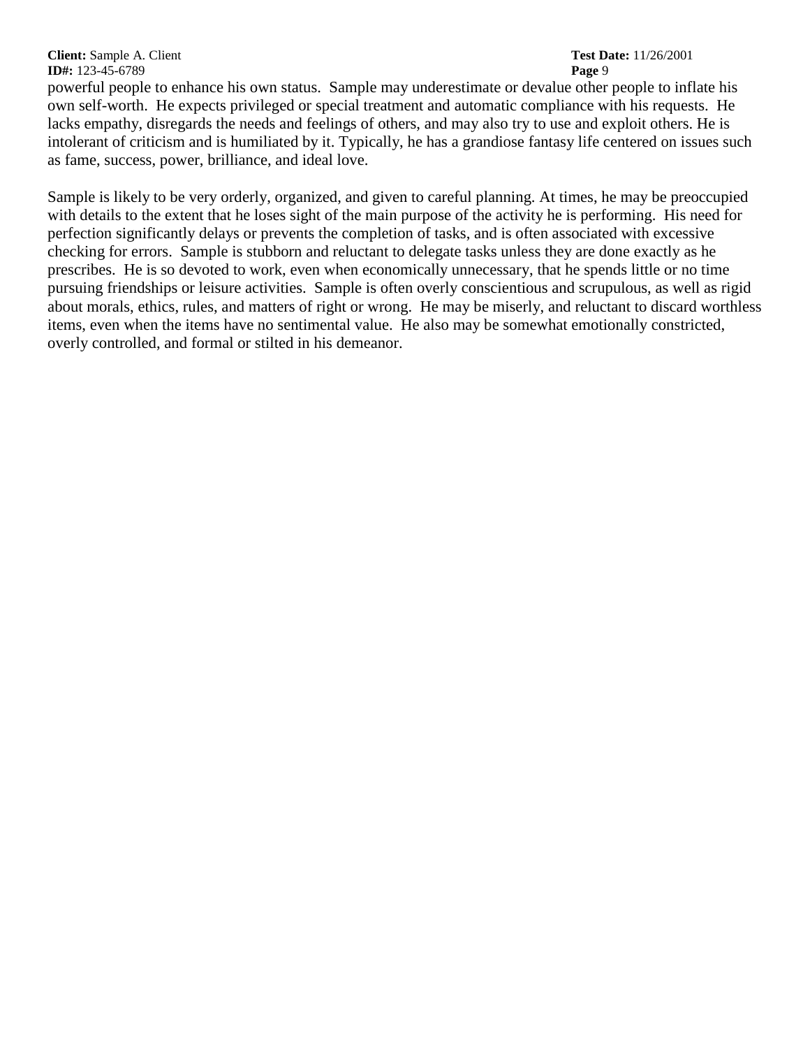powerful people to enhance his own status. Sample may underestimate or devalue other people to inflate his own self-worth. He expects privileged or special treatment and automatic compliance with his requests. He lacks empathy, disregards the needs and feelings of others, and may also try to use and exploit others. He is intolerant of criticism and is humiliated by it. Typically, he has a grandiose fantasy life centered on issues such as fame, success, power, brilliance, and ideal love.

Sample is likely to be very orderly, organized, and given to careful planning. At times, he may be preoccupied with details to the extent that he loses sight of the main purpose of the activity he is performing. His need for perfection significantly delays or prevents the completion of tasks, and is often associated with excessive checking for errors. Sample is stubborn and reluctant to delegate tasks unless they are done exactly as he prescribes. He is so devoted to work, even when economically unnecessary, that he spends little or no time pursuing friendships or leisure activities. Sample is often overly conscientious and scrupulous, as well as rigid about morals, ethics, rules, and matters of right or wrong. He may be miserly, and reluctant to discard worthless items, even when the items have no sentimental value. He also may be somewhat emotionally constricted, overly controlled, and formal or stilted in his demeanor.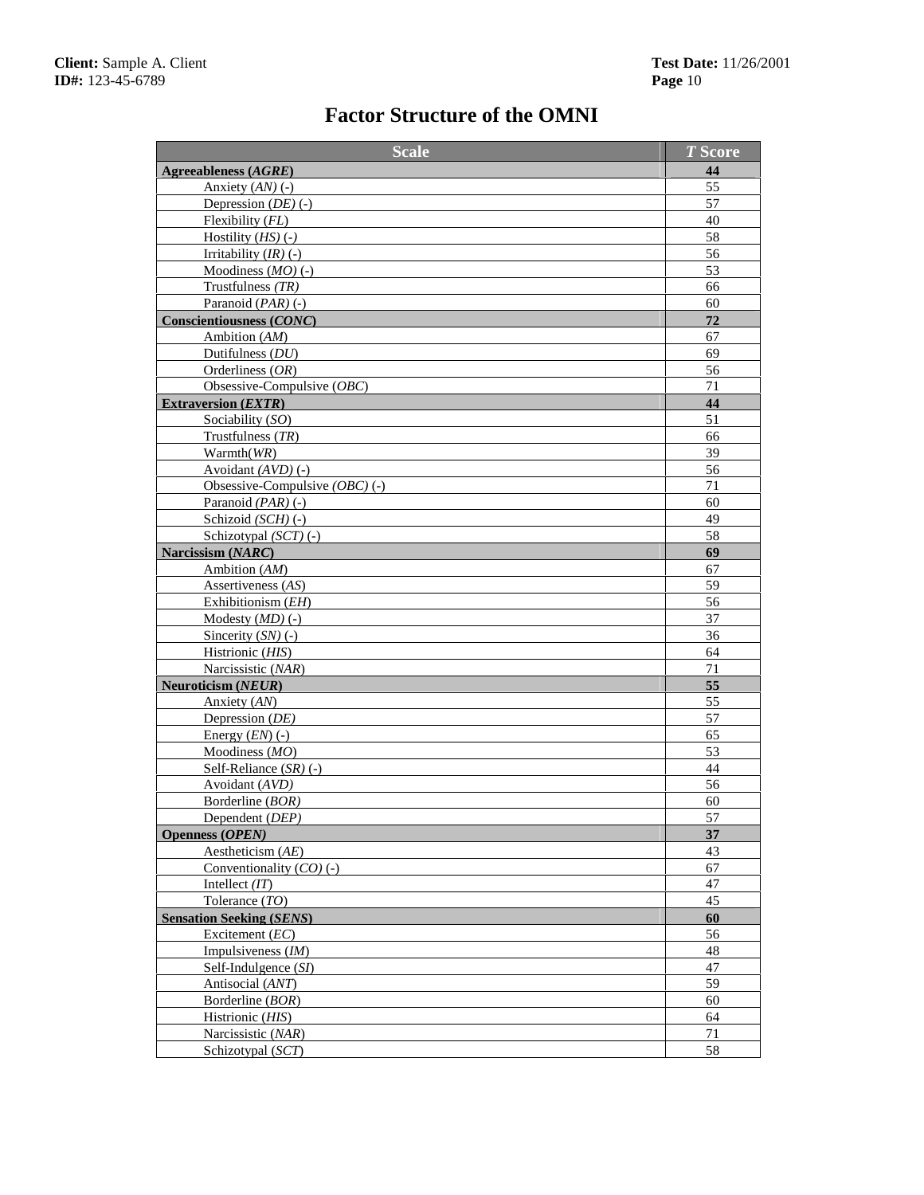# Factor Structure of the OMNI

| Scale | *T* Score |
|---|---|
| **Agreeableness (*AGRE*)** | **44** |
| Anxiety (*AN*) (-) | 55 |
| Depression (*DE*) (-) | 57 |
| Flexibility (*FL*) | 40 |
| Hostility (*HS*) (-) | 58 |
| Irritability (*IR*) (-) | 56 |
| Moodiness (*MO*) (-) | 53 |
| Trustfulness *(TR)* | 66 |
| Paranoid (*PAR*) (-) | 60 |
| **Conscientiousness (*CONC*)** | **72** |
| Ambition (*AM*) | 67 |
| Dutifulness (*DU*) | 69 |
| Orderliness (*OR*) | 56 |
| Obsessive-Compulsive (*OBC*) | 71 |
| **Extraversion (*EXTR*)** | **44** |
| Sociability (*SO*) | 51 |
| Trustfulness (*TR*) | 66 |
| Warmth(*WR*) | 39 |
| Avoidant *(AVD)* (-) | 56 |
| Obsessive-Compulsive *(OBC)* (-) | 71 |
| Paranoid *(PAR)* (-) | 60 |
| Schizoid *(SCH)* (-) | 49 |
| Schizotypal *(SCT)* (-) | 58 |
| **Narcissism (*NARC*)** | **69** |
| Ambition (*AM*) | 67 |
| Assertiveness (*AS*) | 59 |
| Exhibitionism (*EH*) | 56 |
| Modesty (*MD*) (-) | 37 |
| Sincerity (*SN*) (-) | 36 |
| Histrionic (*HIS*) | 64 |
| Narcissistic (*NAR*) | 71 |
| **Neuroticism (*NEUR*)** | **55** |
| Anxiety (*AN*) | 55 |
| Depression (*DE)* | 57 |
| Energy (*EN*) (-) | 65 |
| Moodiness (*MO*) | 53 |
| Self-Reliance (*SR)* (-) | 44 |
| Avoidant (*AVD)* | 56 |
| Borderline (*BOR)* | 60 |
| Dependent (*DEP)* | 57 |
| **Openness (*OPEN)*** | **37** |
| Aestheticism (*AE*) | 43 |
| Conventionality (*CO)* (-) | 67 |
| Intellect *(IT*) | 47 |
| Tolerance (*TO*) | 45 |
| **Sensation Seeking (*SENS*)** | **60** |
| Excitement (*EC*) | 56 |
| Impulsiveness (*IM*) | 48 |
| Self-Indulgence (*SI*) | 47 |
| Antisocial (*ANT*) | 59 |
| Borderline (*BOR*) | 60 |
| Histrionic (*HIS*) | 64 |
| Narcissistic (*NAR*) | 71 |
| Schizotypal (*SCT*) | 58 |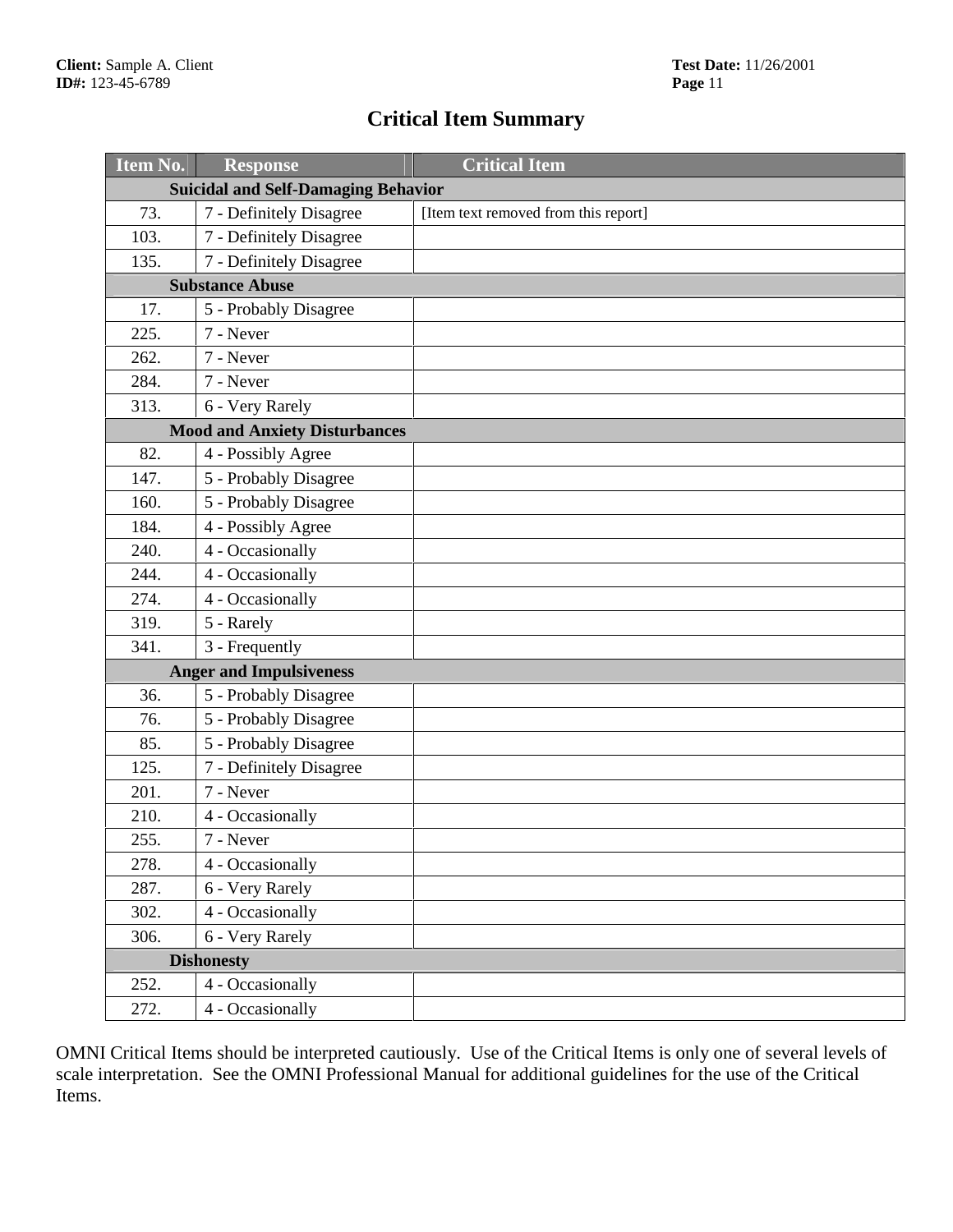## Critical Item Summary

| Item No. | Response | Critical Item |
|---|---|---|
| **Suicidal and Self-Damaging Behavior** | | |
| 73. | 7 - Definitely Disagree | [Item text removed from this report] |
| 103. | 7 - Definitely Disagree | |
| 135. | 7 - Definitely Disagree | |
| **Substance Abuse** | | |
| 17. | 5 - Probably Disagree | |
| 225. | 7 - Never | |
| 262. | 7 - Never | |
| 284. | 7 - Never | |
| 313. | 6 - Very Rarely | |
| **Mood and Anxiety Disturbances** | | |
| 82. | 4 - Possibly Agree | |
| 147. | 5 - Probably Disagree | |
| 160. | 5 - Probably Disagree | |
| 184. | 4 - Possibly Agree | |
| 240. | 4 - Occasionally | |
| 244. | 4 - Occasionally | |
| 274. | 4 - Occasionally | |
| 319. | 5 - Rarely | |
| 341. | 3 - Frequently | |
| **Anger and Impulsiveness** | | |
| 36. | 5 - Probably Disagree | |
| 76. | 5 - Probably Disagree | |
| 85. | 5 - Probably Disagree | |
| 125. | 7 - Definitely Disagree | |
| 201. | 7 - Never | |
| 210. | 4 - Occasionally | |
| 255. | 7 - Never | |
| 278. | 4 - Occasionally | |
| 287. | 6 - Very Rarely | |
| 302. | 4 - Occasionally | |
| 306. | 6 - Very Rarely | |
| **Dishonesty** | | |
| 252. | 4 - Occasionally | |
| 272. | 4 - Occasionally | |

OMNI Critical Items should be interpreted cautiously. Use of the Critical Items is only one of several levels of scale interpretation. See the OMNI Professional Manual for additional guidelines for the use of the Critical Items.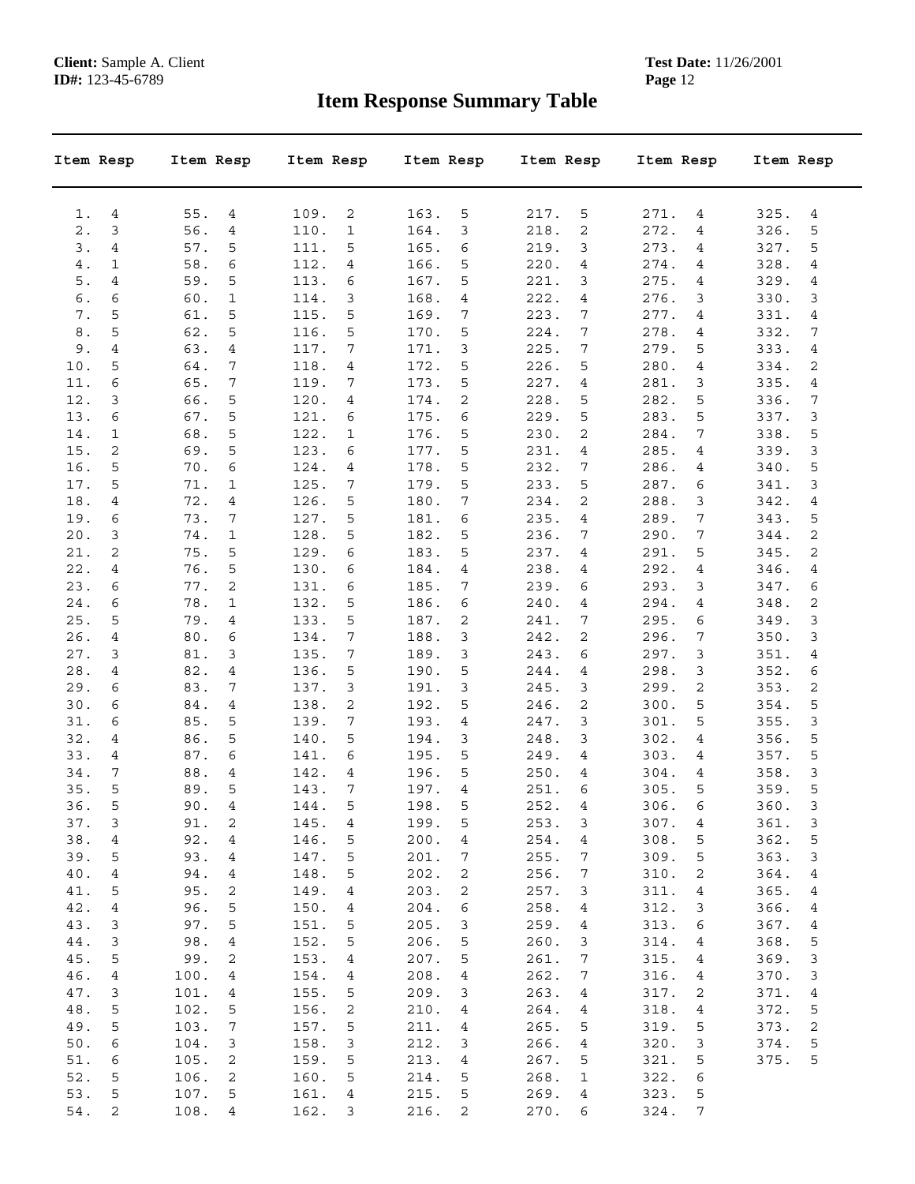**Client:** Sample A. Client
**ID#:** 123-45-6789

**Test Date:** 11/26/2001

# Item Response Summary Table

| Item | Resp | Item | Resp | Item | Resp | Item | Resp | Item | Resp | Item | Resp | Item | Resp |
|---|---|---|---|---|---|---|---|---|---|---|---|---|---|
| 1. | 4 | 55. | 4 | 109. | 2 | 163. | 5 | 217. | 5 | 271. | 4 | 325. | 4 |
| 2. | 3 | 56. | 4 | 110. | 1 | 164. | 3 | 218. | 2 | 272. | 4 | 326. | 5 |
| 3. | 4 | 57. | 5 | 111. | 5 | 165. | 6 | 219. | 3 | 273. | 4 | 327. | 5 |
| 4. | 1 | 58. | 6 | 112. | 4 | 166. | 5 | 220. | 4 | 274. | 4 | 328. | 4 |
| 5. | 4 | 59. | 5 | 113. | 6 | 167. | 5 | 221. | 3 | 275. | 4 | 329. | 4 |
| 6. | 6 | 60. | 1 | 114. | 3 | 168. | 4 | 222. | 4 | 276. | 3 | 330. | 3 |
| 7. | 5 | 61. | 5 | 115. | 5 | 169. | 7 | 223. | 7 | 277. | 4 | 331. | 4 |
| 8. | 5 | 62. | 5 | 116. | 5 | 170. | 5 | 224. | 7 | 278. | 4 | 332. | 7 |
| 9. | 4 | 63. | 4 | 117. | 7 | 171. | 3 | 225. | 7 | 279. | 5 | 333. | 4 |
| 10. | 5 | 64. | 7 | 118. | 4 | 172. | 5 | 226. | 5 | 280. | 4 | 334. | 2 |
| 11. | 6 | 65. | 7 | 119. | 7 | 173. | 5 | 227. | 4 | 281. | 3 | 335. | 4 |
| 12. | 3 | 66. | 5 | 120. | 4 | 174. | 2 | 228. | 5 | 282. | 5 | 336. | 7 |
| 13. | 6 | 67. | 5 | 121. | 6 | 175. | 6 | 229. | 5 | 283. | 5 | 337. | 3 |
| 14. | 1 | 68. | 5 | 122. | 1 | 176. | 5 | 230. | 2 | 284. | 7 | 338. | 5 |
| 15. | 2 | 69. | 5 | 123. | 6 | 177. | 5 | 231. | 4 | 285. | 4 | 339. | 3 |
| 16. | 5 | 70. | 6 | 124. | 4 | 178. | 5 | 232. | 7 | 286. | 4 | 340. | 5 |
| 17. | 5 | 71. | 1 | 125. | 7 | 179. | 5 | 233. | 5 | 287. | 6 | 341. | 3 |
| 18. | 4 | 72. | 4 | 126. | 5 | 180. | 7 | 234. | 2 | 288. | 3 | 342. | 4 |
| 19. | 6 | 73. | 7 | 127. | 5 | 181. | 6 | 235. | 4 | 289. | 7 | 343. | 5 |
| 20. | 3 | 74. | 1 | 128. | 5 | 182. | 5 | 236. | 7 | 290. | 7 | 344. | 2 |
| 21. | 2 | 75. | 5 | 129. | 6 | 183. | 5 | 237. | 4 | 291. | 5 | 345. | 2 |
| 22. | 4 | 76. | 5 | 130. | 6 | 184. | 4 | 238. | 4 | 292. | 4 | 346. | 4 |
| 23. | 6 | 77. | 2 | 131. | 6 | 185. | 7 | 239. | 6 | 293. | 3 | 347. | 6 |
| 24. | 6 | 78. | 1 | 132. | 5 | 186. | 6 | 240. | 4 | 294. | 4 | 348. | 2 |
| 25. | 5 | 79. | 4 | 133. | 5 | 187. | 2 | 241. | 7 | 295. | 6 | 349. | 3 |
| 26. | 4 | 80. | 6 | 134. | 7 | 188. | 3 | 242. | 2 | 296. | 7 | 350. | 3 |
| 27. | 3 | 81. | 3 | 135. | 7 | 189. | 3 | 243. | 6 | 297. | 3 | 351. | 4 |
| 28. | 4 | 82. | 4 | 136. | 5 | 190. | 5 | 244. | 4 | 298. | 3 | 352. | 6 |
| 29. | 6 | 83. | 7 | 137. | 3 | 191. | 3 | 245. | 3 | 299. | 2 | 353. | 2 |
| 30. | 6 | 84. | 4 | 138. | 2 | 192. | 5 | 246. | 2 | 300. | 5 | 354. | 5 |
| 31. | 6 | 85. | 5 | 139. | 7 | 193. | 4 | 247. | 3 | 301. | 5 | 355. | 3 |
| 32. | 4 | 86. | 5 | 140. | 5 | 194. | 3 | 248. | 3 | 302. | 4 | 356. | 5 |
| 33. | 4 | 87. | 6 | 141. | 6 | 195. | 5 | 249. | 4 | 303. | 4 | 357. | 5 |
| 34. | 7 | 88. | 4 | 142. | 4 | 196. | 5 | 250. | 4 | 304. | 4 | 358. | 3 |
| 35. | 5 | 89. | 5 | 143. | 7 | 197. | 4 | 251. | 6 | 305. | 5 | 359. | 5 |
| 36. | 5 | 90. | 4 | 144. | 5 | 198. | 5 | 252. | 4 | 306. | 6 | 360. | 3 |
| 37. | 3 | 91. | 2 | 145. | 4 | 199. | 5 | 253. | 3 | 307. | 4 | 361. | 3 |
| 38. | 4 | 92. | 4 | 146. | 5 | 200. | 4 | 254. | 4 | 308. | 5 | 362. | 5 |
| 39. | 5 | 93. | 4 | 147. | 5 | 201. | 7 | 255. | 7 | 309. | 5 | 363. | 3 |
| 40. | 4 | 94. | 4 | 148. | 5 | 202. | 2 | 256. | 7 | 310. | 2 | 364. | 4 |
| 41. | 5 | 95. | 2 | 149. | 4 | 203. | 2 | 257. | 3 | 311. | 4 | 365. | 4 |
| 42. | 4 | 96. | 5 | 150. | 4 | 204. | 6 | 258. | 4 | 312. | 3 | 366. | 4 |
| 43. | 3 | 97. | 5 | 151. | 5 | 205. | 3 | 259. | 4 | 313. | 6 | 367. | 4 |
| 44. | 3 | 98. | 4 | 152. | 5 | 206. | 5 | 260. | 3 | 314. | 4 | 368. | 5 |
| 45. | 5 | 99. | 2 | 153. | 4 | 207. | 5 | 261. | 7 | 315. | 4 | 369. | 3 |
| 46. | 4 | 100. | 4 | 154. | 4 | 208. | 4 | 262. | 7 | 316. | 4 | 370. | 3 |
| 47. | 3 | 101. | 4 | 155. | 5 | 209. | 3 | 263. | 4 | 317. | 2 | 371. | 4 |
| 48. | 5 | 102. | 5 | 156. | 2 | 210. | 4 | 264. | 4 | 318. | 4 | 372. | 5 |
| 49. | 5 | 103. | 7 | 157. | 5 | 211. | 4 | 265. | 5 | 319. | 5 | 373. | 2 |
| 50. | 6 | 104. | 3 | 158. | 3 | 212. | 3 | 266. | 4 | 320. | 3 | 374. | 5 |
| 51. | 6 | 105. | 2 | 159. | 5 | 213. | 4 | 267. | 5 | 321. | 5 | 375. | 5 |
| 52. | 5 | 106. | 2 | 160. | 5 | 214. | 5 | 268. | 1 | 322. | 6 | | |
| 53. | 5 | 107. | 5 | 161. | 4 | 215. | 5 | 269. | 4 | 323. | 5 | | |
| 54. | 2 | 108. | 4 | 162. | 3 | 216. | 2 | 270. | 6 | 324. | 7 | | |